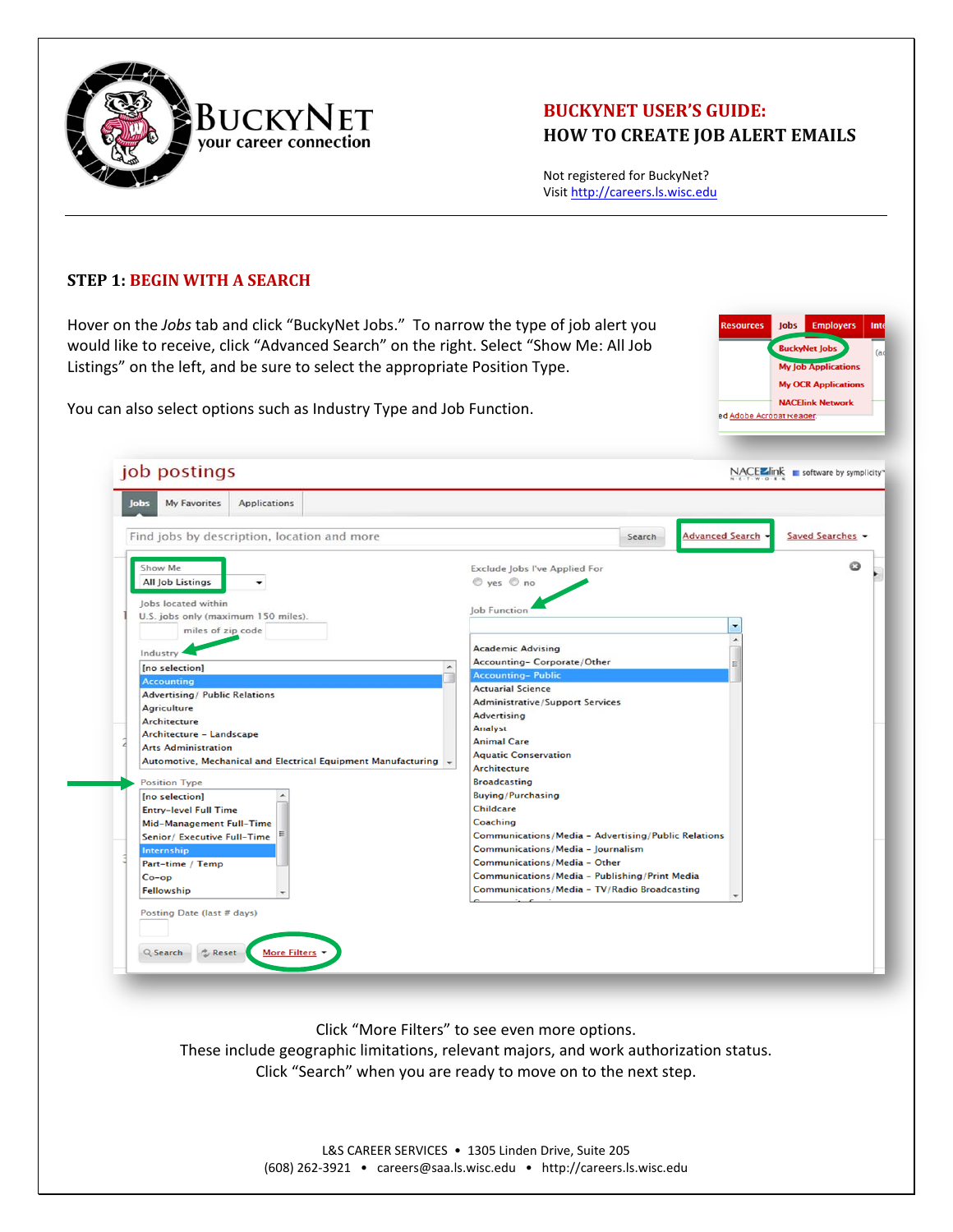# BUCKYNET USER'S GUIDE: HOW TO CREATE JOB ALERT EMAILS

Not registered for BuckyNet?
Visit http://careers.ls.wisc.edu

## STEP 1: BEGIN WITH A SEARCH

Hover on the *Jobs* tab and click "BuckyNet Jobs." To narrow the type of job alert you would like to receive, click "Advanced Search" on the right. Select "Show Me: All Job Listings" on the left, and be sure to select the appropriate Position Type.

You can also select options such as Industry Type and Job Function.

Click "More Filters" to see even more options.
These include geographic limitations, relevant majors, and work authorization status.
Click "Search" when you are ready to move on to the next step.

L&S CAREER SERVICES • 1305 Linden Drive, Suite 205
(608) 262-3921 • careers@saa.ls.wisc.edu • http://careers.ls.wisc.edu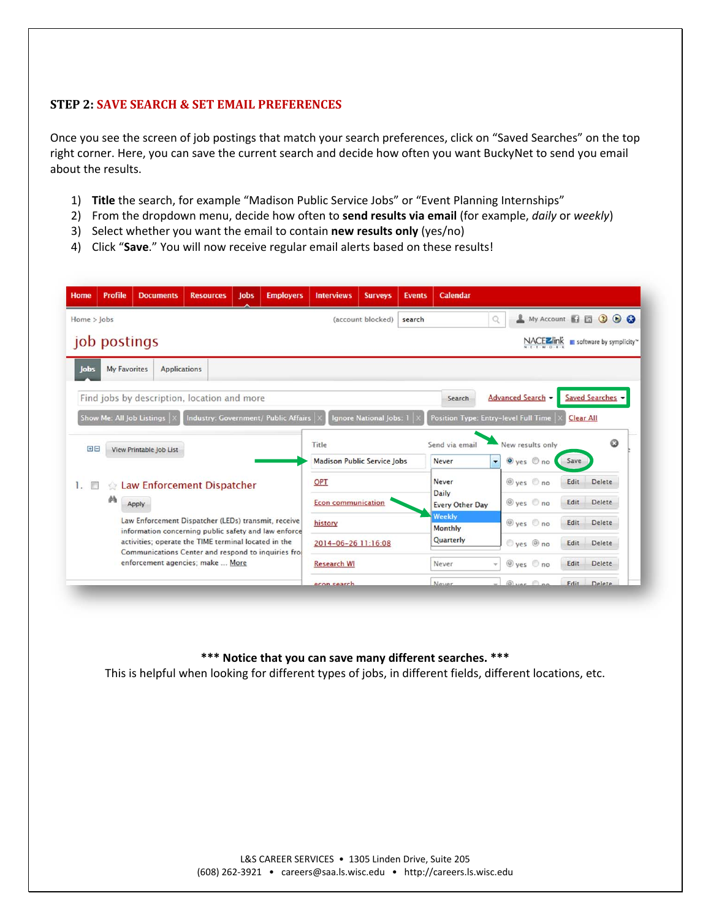**STEP 2: SAVE SEARCH & SET EMAIL PREFERENCES**

Once you see the screen of job postings that match your search preferences, click on "Saved Searches" on the top right corner. Here, you can save the current search and decide how often you want BuckyNet to send you email about the results.

1) **Title** the search, for example "Madison Public Service Jobs" or "Event Planning Internships"
2) From the dropdown menu, decide how often to **send results via email** (for example, *daily* or *weekly*)
3) Select whether you want the email to contain **new results only** (yes/no)
4) Click "**Save**." You will now receive regular email alerts based on these results!

**\*\*\* Notice that you can save many different searches. \*\*\***

This is helpful when looking for different types of jobs, in different fields, different locations, etc.

L&S CAREER SERVICES • 1305 Linden Drive, Suite 205

(608) 262-3921 • careers@saa.ls.wisc.edu • http://careers.ls.wisc.edu